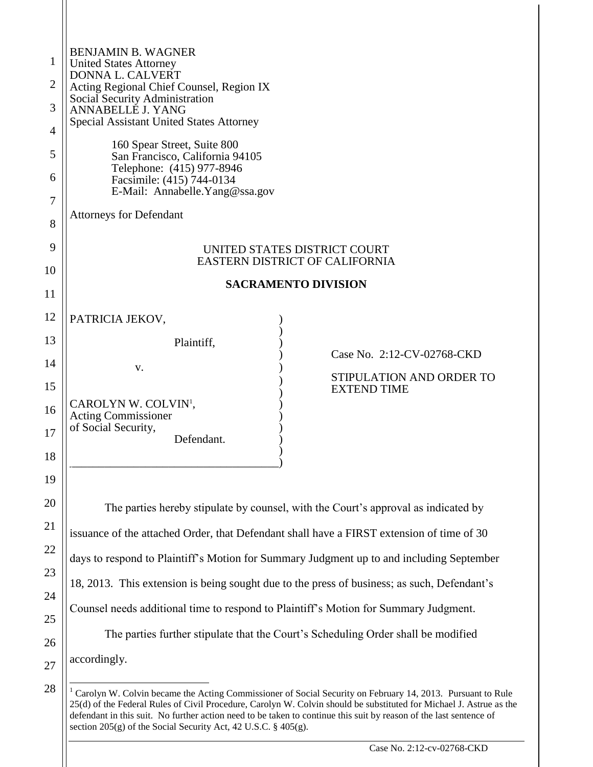BENJAMIN B. WAGNER
United States Attorney
DONNA L. CALVERT
Acting Regional Chief Counsel, Region IX
Social Security Administration
ANNABELLE J. YANG
Special Assistant United States Attorney

160 Spear Street, Suite 800
San Francisco, California 94105
Telephone: (415) 977-8946
Facsimile: (415) 744-0134
E-Mail: Annabelle.Yang@ssa.gov

Attorneys for Defendant

UNITED STATES DISTRICT COURT
EASTERN DISTRICT OF CALIFORNIA

**SACRAMENTO DIVISION**

PATRICIA JEKOV,

Plaintiff,

v.

CAROLYN W. COLVIN[1],
Acting Commissioner
of Social Security,

Defendant.

Case No. 2:12-CV-02768-CKD

STIPULATION AND ORDER TO EXTEND TIME

The parties hereby stipulate by counsel, with the Court's approval as indicated by issuance of the attached Order, that Defendant shall have a FIRST extension of time of 30 days to respond to Plaintiff's Motion for Summary Judgment up to and including September 18, 2013. This extension is being sought due to the press of business; as such, Defendant's Counsel needs additional time to respond to Plaintiff's Motion for Summary Judgment.

The parties further stipulate that the Court's Scheduling Order shall be modified accordingly.

[1] Carolyn W. Colvin became the Acting Commissioner of Social Security on February 14, 2013. Pursuant to Rule 25(d) of the Federal Rules of Civil Procedure, Carolyn W. Colvin should be substituted for Michael J. Astrue as the defendant in this suit. No further action need to be taken to continue this suit by reason of the last sentence of section 205(g) of the Social Security Act, 42 U.S.C. § 405(g).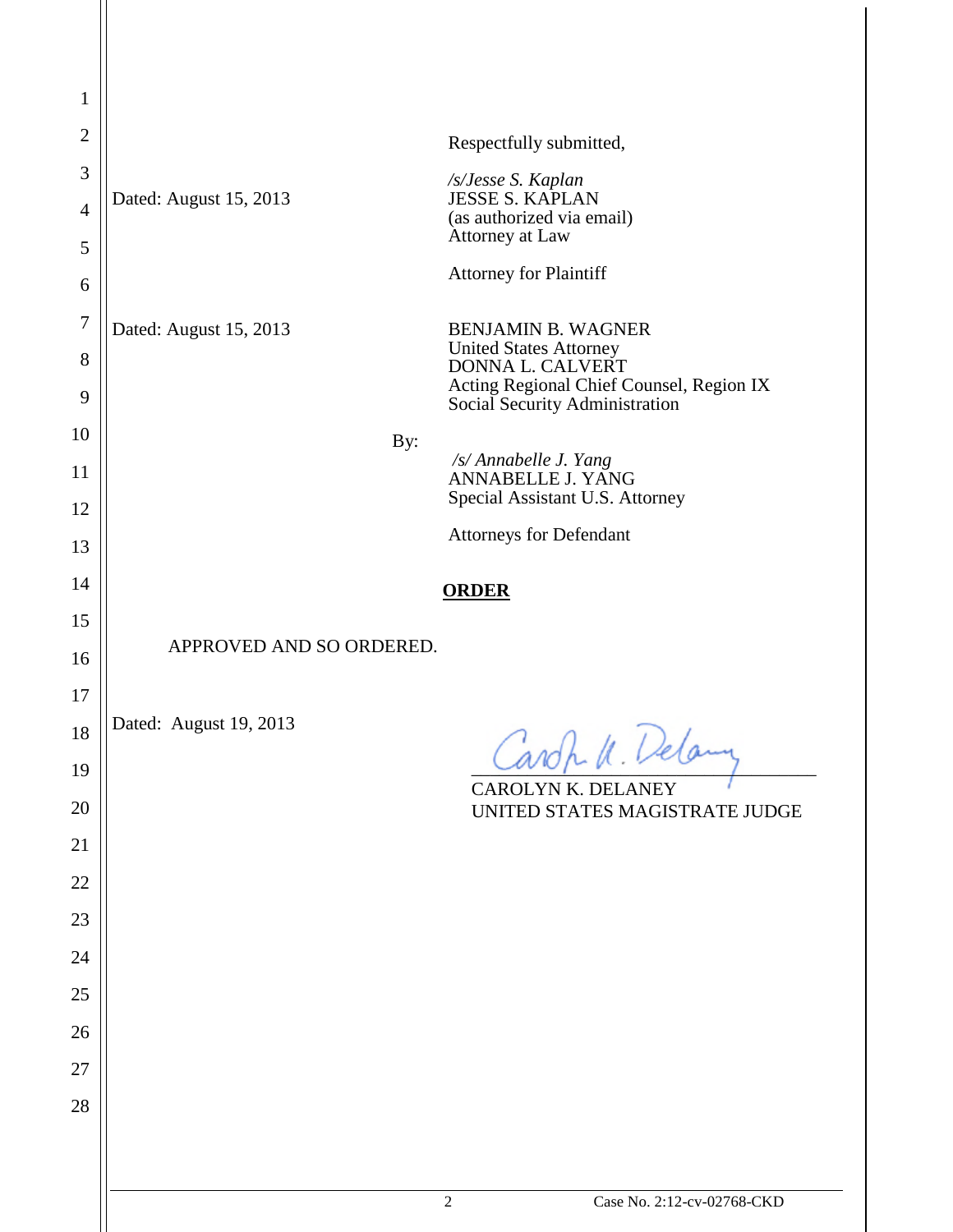Respectfully submitted,

Dated: August 15, 2013

*/s/Jesse S. Kaplan*
JESSE S. KAPLAN
(as authorized via email)
Attorney at Law

Attorney for Plaintiff

Dated: August 15, 2013

BENJAMIN B. WAGNER
United States Attorney
DONNA L. CALVERT
Acting Regional Chief Counsel, Region IX
Social Security Administration

By:

*/s/ Annabelle J. Yang*
ANNABELLE J. YANG
Special Assistant U.S. Attorney

Attorneys for Defendant

**ORDER**

APPROVED AND SO ORDERED.

Dated: August 19, 2013

CAROLYN K. DELANEY
UNITED STATES MAGISTRATE JUDGE

Case No. 2:12-cv-02768-CKD